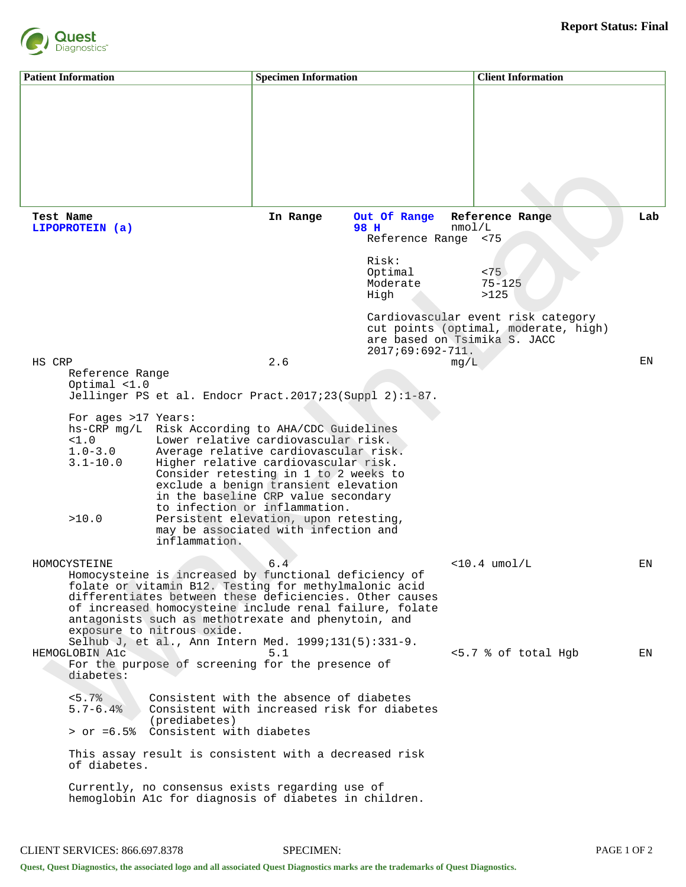**Report Status: Final**

Quest Diagnostics

| Patient Information | Specimen Information | Client Information |
|---|---|---|
| | | |

| Test Name | In Range | Out Of Range | Reference Range | Lab |
|---|---|---|---|---|
| **LIPOPROTEIN (a)** | | **98 H** | nmol/L | |
| HS CRP | 2.6 | | mg/L | EN |
| HOMOCYSTEINE | 6.4 | | <10.4 umol/L | EN |
| HEMOGLOBIN A1c | 5.1 | | <5.7 % of total Hgb | EN |

**LIPOPROTEIN (a)**

Reference Range <75

Risk:
- Optimal <75
- Moderate 75-125
- High >125

Cardiovascular event risk category cut points (optimal, moderate, high) are based on Tsimika S. JACC 2017;69:692-711.

**HS CRP**

Reference Range
Optimal <1.0
Jellinger PS et al. Endocr Pract.2017;23(Suppl 2):1-87.

For ages >17 Years:

| hs-CRP mg/L | Risk According to AHA/CDC Guidelines |
|---|---|
| <1.0 | Lower relative cardiovascular risk. |
| 1.0-3.0 | Average relative cardiovascular risk. |
| 3.1-10.0 | Higher relative cardiovascular risk. Consider retesting in 1 to 2 weeks to exclude a benign transient elevation in the baseline CRP value secondary to infection or inflammation. |
| >10.0 | Persistent elevation, upon retesting, may be associated with infection and inflammation. |

**HOMOCYSTEINE**

Homocysteine is increased by functional deficiency of folate or vitamin B12. Testing for methylmalonic acid differentiates between these deficiencies. Other causes of increased homocysteine include renal failure, folate antagonists such as methotrexate and phenytoin, and exposure to nitrous oxide.
Selhub J, et al., Ann Intern Med. 1999;131(5):331-9.

**HEMOGLOBIN A1c**

For the purpose of screening for the presence of diabetes:

| | |
|---|---|
| <5.7% | Consistent with the absence of diabetes |
| 5.7-6.4% | Consistent with increased risk for diabetes (prediabetes) |
| > or =6.5% | Consistent with diabetes |

This assay result is consistent with a decreased risk of diabetes.

Currently, no consensus exists regarding use of hemoglobin A1c for diagnosis of diabetes in children.

CLIENT SERVICES: 866.697.8378 SPECIMEN:

Quest, Quest Diagnostics, the associated logo and all associated Quest Diagnostics marks are the trademarks of Quest Diagnostics.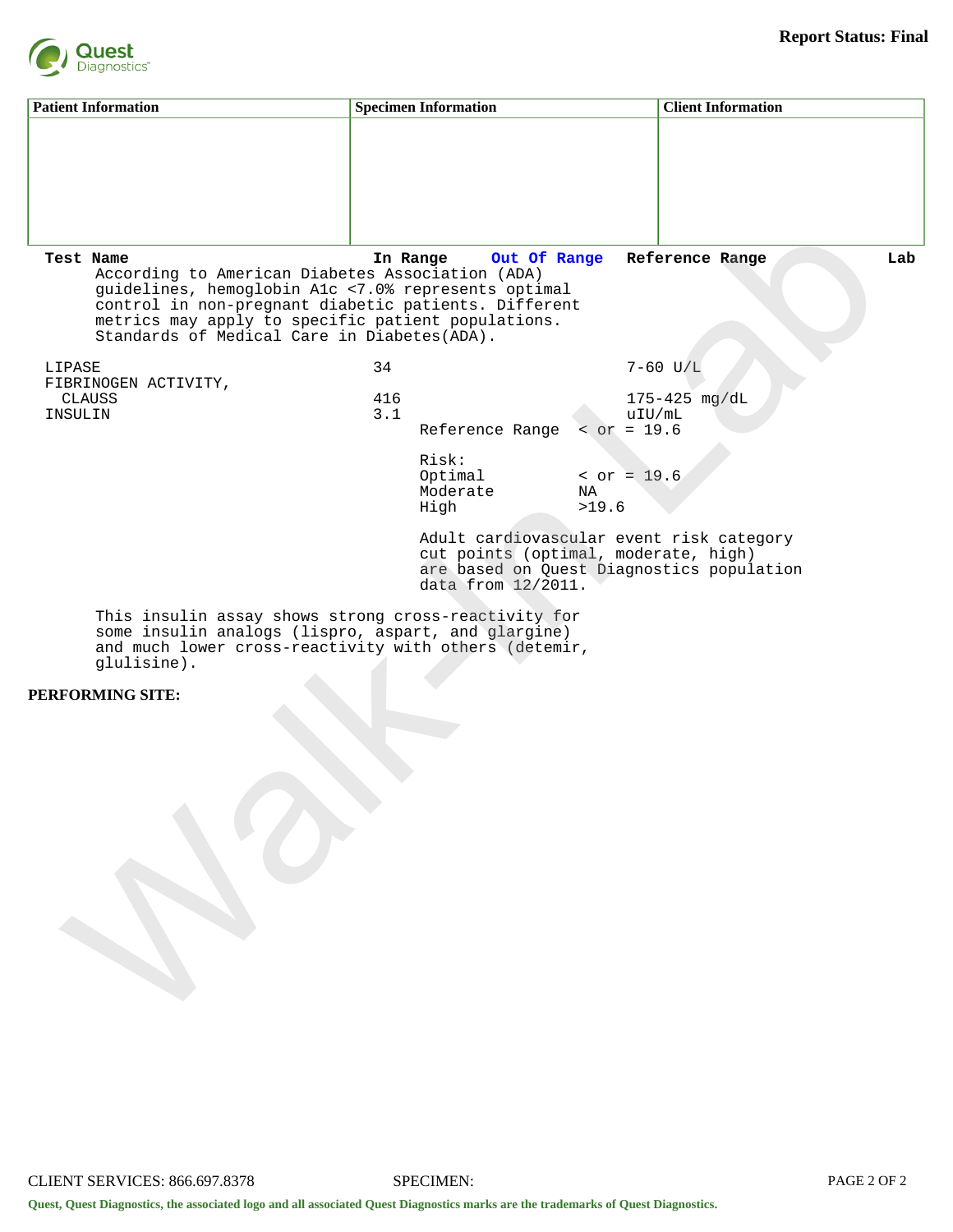**Report Status: Final**

| Patient Information | Specimen Information | Client Information |
|---|---|---|
| | | |

| Test Name | In Range | Out Of Range | Reference Range | Lab |
|---|---|---|---|---|

According to American Diabetes Association (ADA) guidelines, hemoglobin A1c <7.0% represents optimal control in non-pregnant diabetic patients. Different metrics may apply to specific patient populations. Standards of Medical Care in Diabetes(ADA).

| Test Name | In Range | Out Of Range | Reference Range | Lab |
|---|---|---|---|---|
| LIPASE | 34 | | 7-60 U/L | |
| FIBRINOGEN ACTIVITY, CLAUSS | 416 | | 175-425 mg/dL | |
| INSULIN | 3.1 | | uIU/mL | |

Reference Range < or = 19.6

Risk:

| | |
|---|---|
| Optimal | < or = 19.6 |
| Moderate | NA |
| High | >19.6 |

Adult cardiovascular event risk category cut points (optimal, moderate, high) are based on Quest Diagnostics population data from 12/2011.

This insulin assay shows strong cross-reactivity for some insulin analogs (lispro, aspart, and glargine) and much lower cross-reactivity with others (detemir, glulisine).

**PERFORMING SITE:**

CLIENT SERVICES: 866.697.8378 SPECIMEN:

**Quest, Quest Diagnostics, the associated logo and all associated Quest Diagnostics marks are the trademarks of Quest Diagnostics.**